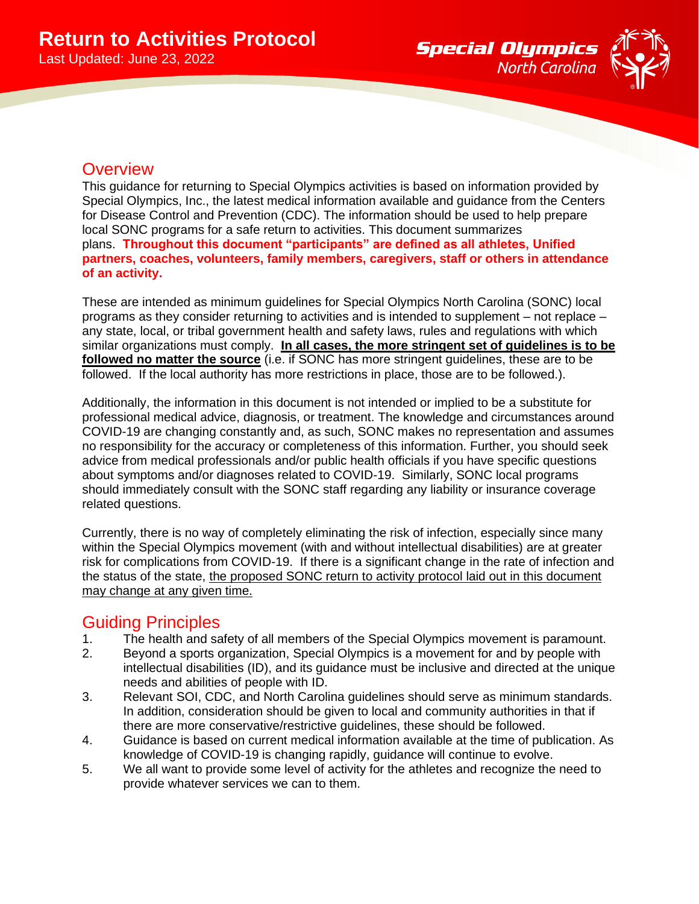# Return to Activities Protocol

Last Updated: June 23, 2022

Special Olympics North Carolina

## Overview

This guidance for returning to Special Olympics activities is based on information provided by Special Olympics, Inc., the latest medical information available and guidance from the Centers for Disease Control and Prevention (CDC). The information should be used to help prepare local SONC programs for a safe return to activities. This document summarizes plans. **Throughout this document "participants" are defined as all athletes, Unified partners, coaches, volunteers, family members, caregivers, staff or others in attendance of an activity.**

These are intended as minimum guidelines for Special Olympics North Carolina (SONC) local programs as they consider returning to activities and is intended to supplement – not replace – any state, local, or tribal government health and safety laws, rules and regulations with which similar organizations must comply. **In all cases, the more stringent set of guidelines is to be followed no matter the source** (i.e. if SONC has more stringent guidelines, these are to be followed. If the local authority has more restrictions in place, those are to be followed.).

Additionally, the information in this document is not intended or implied to be a substitute for professional medical advice, diagnosis, or treatment. The knowledge and circumstances around COVID-19 are changing constantly and, as such, SONC makes no representation and assumes no responsibility for the accuracy or completeness of this information. Further, you should seek advice from medical professionals and/or public health officials if you have specific questions about symptoms and/or diagnoses related to COVID-19. Similarly, SONC local programs should immediately consult with the SONC staff regarding any liability or insurance coverage related questions.

Currently, there is no way of completely eliminating the risk of infection, especially since many within the Special Olympics movement (with and without intellectual disabilities) are at greater risk for complications from COVID-19. If there is a significant change in the rate of infection and the status of the state, the proposed SONC return to activity protocol laid out in this document may change at any given time.

## Guiding Principles

1. The health and safety of all members of the Special Olympics movement is paramount.
2. Beyond a sports organization, Special Olympics is a movement for and by people with intellectual disabilities (ID), and its guidance must be inclusive and directed at the unique needs and abilities of people with ID.
3. Relevant SOI, CDC, and North Carolina guidelines should serve as minimum standards. In addition, consideration should be given to local and community authorities in that if there are more conservative/restrictive guidelines, these should be followed.
4. Guidance is based on current medical information available at the time of publication. As knowledge of COVID-19 is changing rapidly, guidance will continue to evolve.
5. We all want to provide some level of activity for the athletes and recognize the need to provide whatever services we can to them.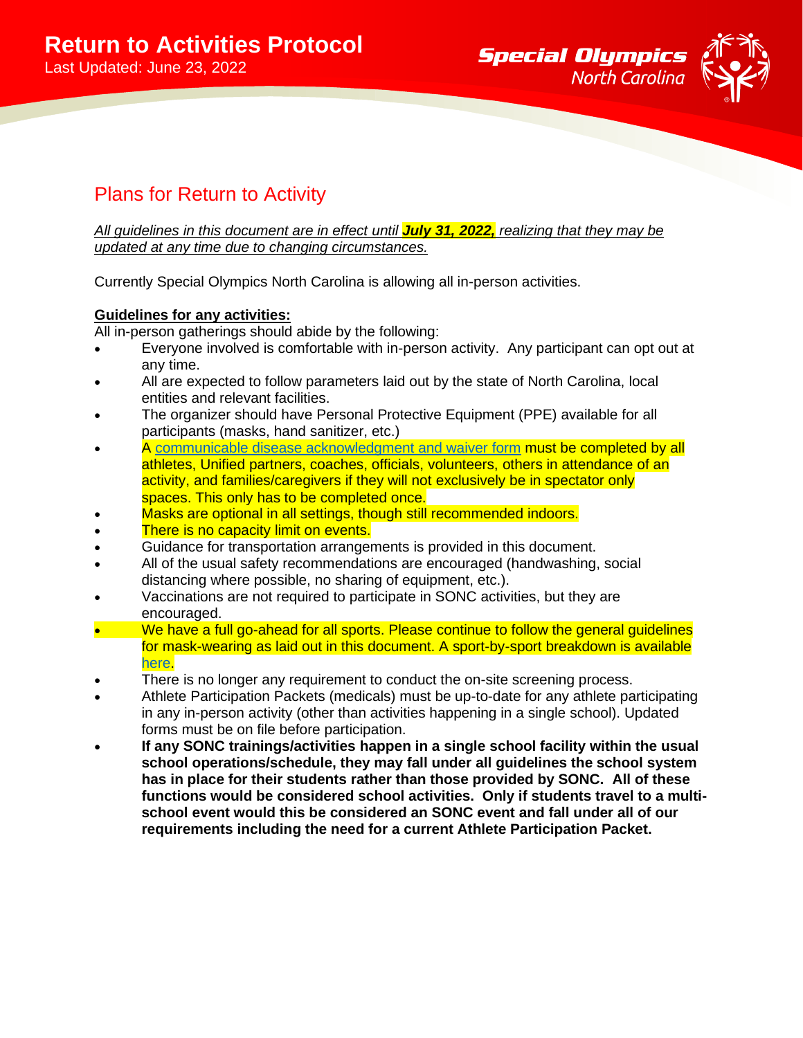# Return to Activities Protocol

Last Updated: June 23, 2022

Special Olympics North Carolina

## Plans for Return to Activity

*All guidelines in this document are in effect until **July 31, 2022,** realizing that they may be updated at any time due to changing circumstances.*

Currently Special Olympics North Carolina is allowing all in-person activities.

**Guidelines for any activities:**

All in-person gatherings should abide by the following:

- Everyone involved is comfortable with in-person activity. Any participant can opt out at any time.
- All are expected to follow parameters laid out by the state of North Carolina, local entities and relevant facilities.
- The organizer should have Personal Protective Equipment (PPE) available for all participants (masks, hand sanitizer, etc.)
- A communicable disease acknowledgment and waiver form must be completed by all athletes, Unified partners, coaches, officials, volunteers, others in attendance of an activity, and families/caregivers if they will not exclusively be in spectator only spaces. This only has to be completed once.
- Masks are optional in all settings, though still recommended indoors.
- There is no capacity limit on events.
- Guidance for transportation arrangements is provided in this document.
- All of the usual safety recommendations are encouraged (handwashing, social distancing where possible, no sharing of equipment, etc.).
- Vaccinations are not required to participate in SONC activities, but they are encouraged.
- We have a full go-ahead for all sports. Please continue to follow the general guidelines for mask-wearing as laid out in this document. A sport-by-sport breakdown is available here.
- There is no longer any requirement to conduct the on-site screening process.
- Athlete Participation Packets (medicals) must be up-to-date for any athlete participating in any in-person activity (other than activities happening in a single school). Updated forms must be on file before participation.
- **If any SONC trainings/activities happen in a single school facility within the usual school operations/schedule, they may fall under all guidelines the school system has in place for their students rather than those provided by SONC. All of these functions would be considered school activities. Only if students travel to a multi-school event would this be considered an SONC event and fall under all of our requirements including the need for a current Athlete Participation Packet.**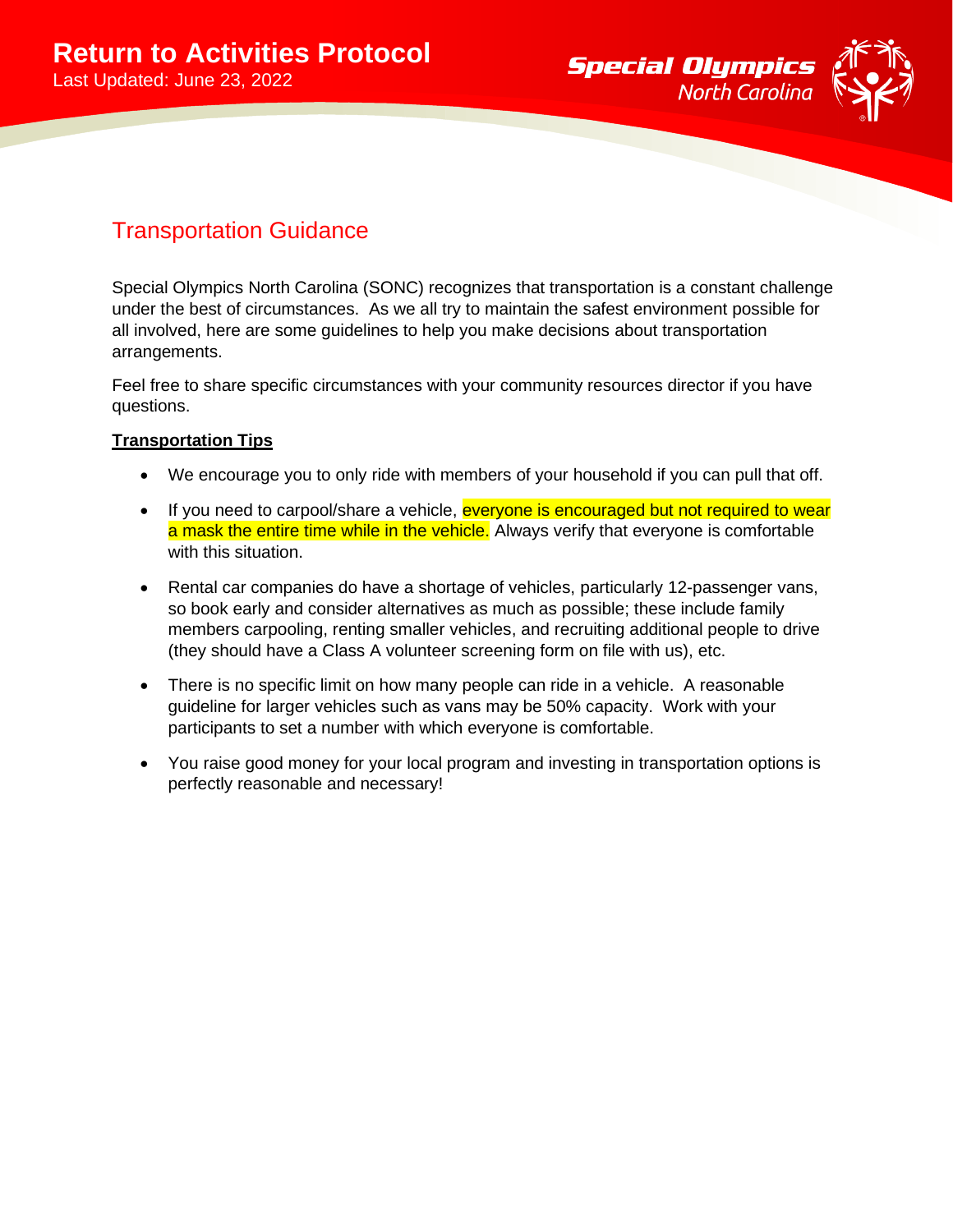## Transportation Guidance

Special Olympics North Carolina (SONC) recognizes that transportation is a constant challenge under the best of circumstances. As we all try to maintain the safest environment possible for all involved, here are some guidelines to help you make decisions about transportation arrangements.

Feel free to share specific circumstances with your community resources director if you have questions.

**Transportation Tips**

- We encourage you to only ride with members of your household if you can pull that off.
- If you need to carpool/share a vehicle, everyone is encouraged but not required to wear a mask the entire time while in the vehicle. Always verify that everyone is comfortable with this situation.
- Rental car companies do have a shortage of vehicles, particularly 12-passenger vans, so book early and consider alternatives as much as possible; these include family members carpooling, renting smaller vehicles, and recruiting additional people to drive (they should have a Class A volunteer screening form on file with us), etc.
- There is no specific limit on how many people can ride in a vehicle. A reasonable guideline for larger vehicles such as vans may be 50% capacity. Work with your participants to set a number with which everyone is comfortable.
- You raise good money for your local program and investing in transportation options is perfectly reasonable and necessary!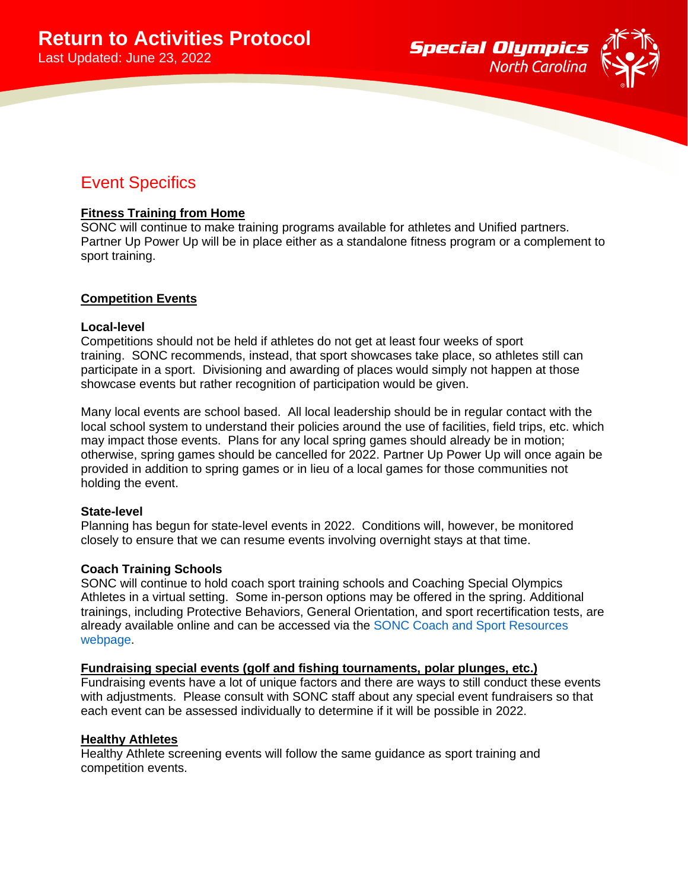## Event Specifics

**Fitness Training from Home**

SONC will continue to make training programs available for athletes and Unified partners. Partner Up Power Up will be in place either as a standalone fitness program or a complement to sport training.

**Competition Events**

**Local-level**

Competitions should not be held if athletes do not get at least four weeks of sport training. SONC recommends, instead, that sport showcases take place, so athletes still can participate in a sport. Divisioning and awarding of places would simply not happen at those showcase events but rather recognition of participation would be given.

Many local events are school based. All local leadership should be in regular contact with the local school system to understand their policies around the use of facilities, field trips, etc. which may impact those events. Plans for any local spring games should already be in motion; otherwise, spring games should be cancelled for 2022. Partner Up Power Up will once again be provided in addition to spring games or in lieu of a local games for those communities not holding the event.

**State-level**

Planning has begun for state-level events in 2022. Conditions will, however, be monitored closely to ensure that we can resume events involving overnight stays at that time.

**Coach Training Schools**

SONC will continue to hold coach sport training schools and Coaching Special Olympics Athletes in a virtual setting. Some in-person options may be offered in the spring. Additional trainings, including Protective Behaviors, General Orientation, and sport recertification tests, are already available online and can be accessed via the SONC Coach and Sport Resources webpage.

**Fundraising special events (golf and fishing tournaments, polar plunges, etc.)**

Fundraising events have a lot of unique factors and there are ways to still conduct these events with adjustments. Please consult with SONC staff about any special event fundraisers so that each event can be assessed individually to determine if it will be possible in 2022.

**Healthy Athletes**

Healthy Athlete screening events will follow the same guidance as sport training and competition events.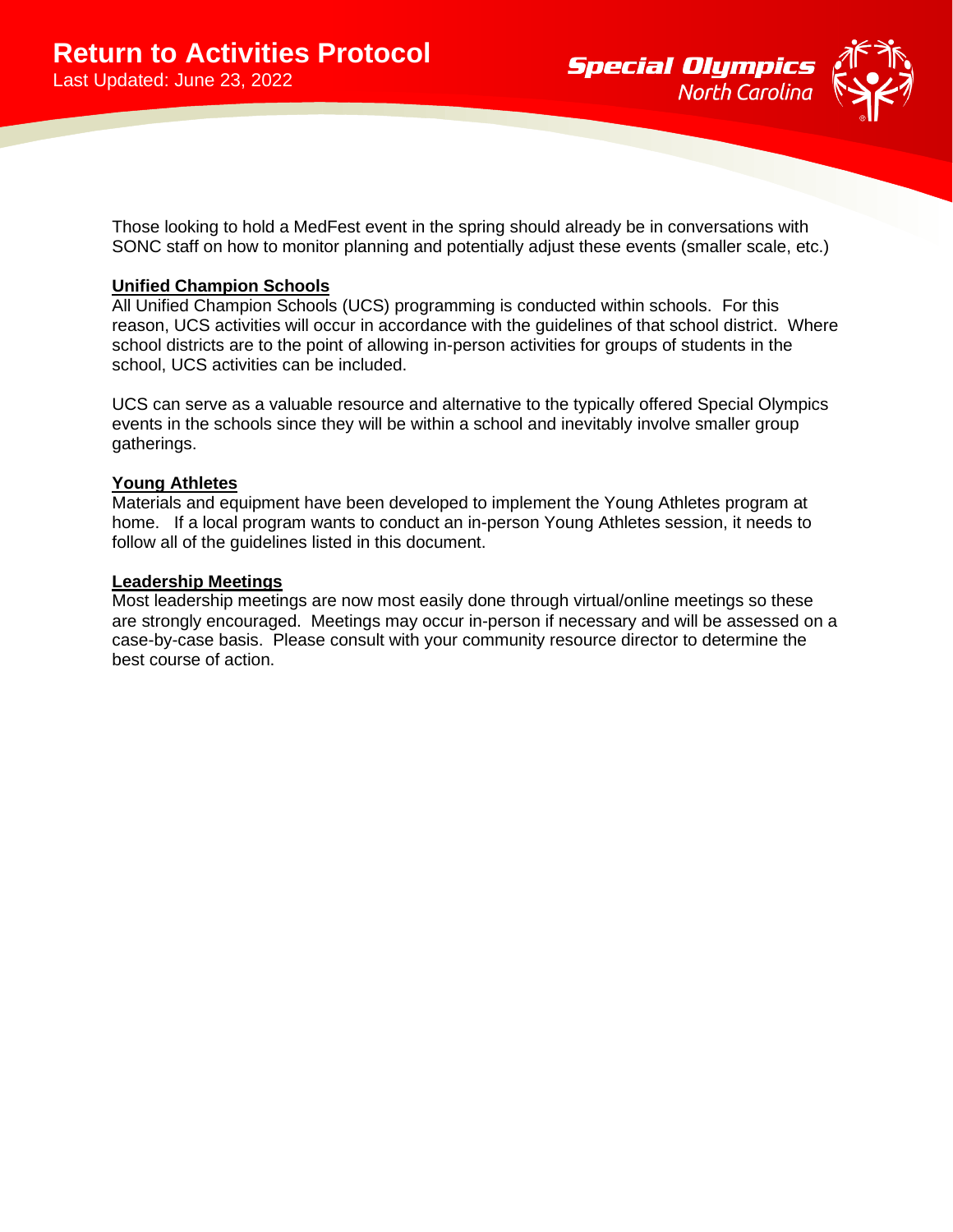Those looking to hold a MedFest event in the spring should already be in conversations with SONC staff on how to monitor planning and potentially adjust these events (smaller scale, etc.)

**Unified Champion Schools**

All Unified Champion Schools (UCS) programming is conducted within schools. For this reason, UCS activities will occur in accordance with the guidelines of that school district. Where school districts are to the point of allowing in-person activities for groups of students in the school, UCS activities can be included.

UCS can serve as a valuable resource and alternative to the typically offered Special Olympics events in the schools since they will be within a school and inevitably involve smaller group gatherings.

**Young Athletes**

Materials and equipment have been developed to implement the Young Athletes program at home. If a local program wants to conduct an in-person Young Athletes session, it needs to follow all of the guidelines listed in this document.

**Leadership Meetings**

Most leadership meetings are now most easily done through virtual/online meetings so these are strongly encouraged. Meetings may occur in-person if necessary and will be assessed on a case-by-case basis. Please consult with your community resource director to determine the best course of action.